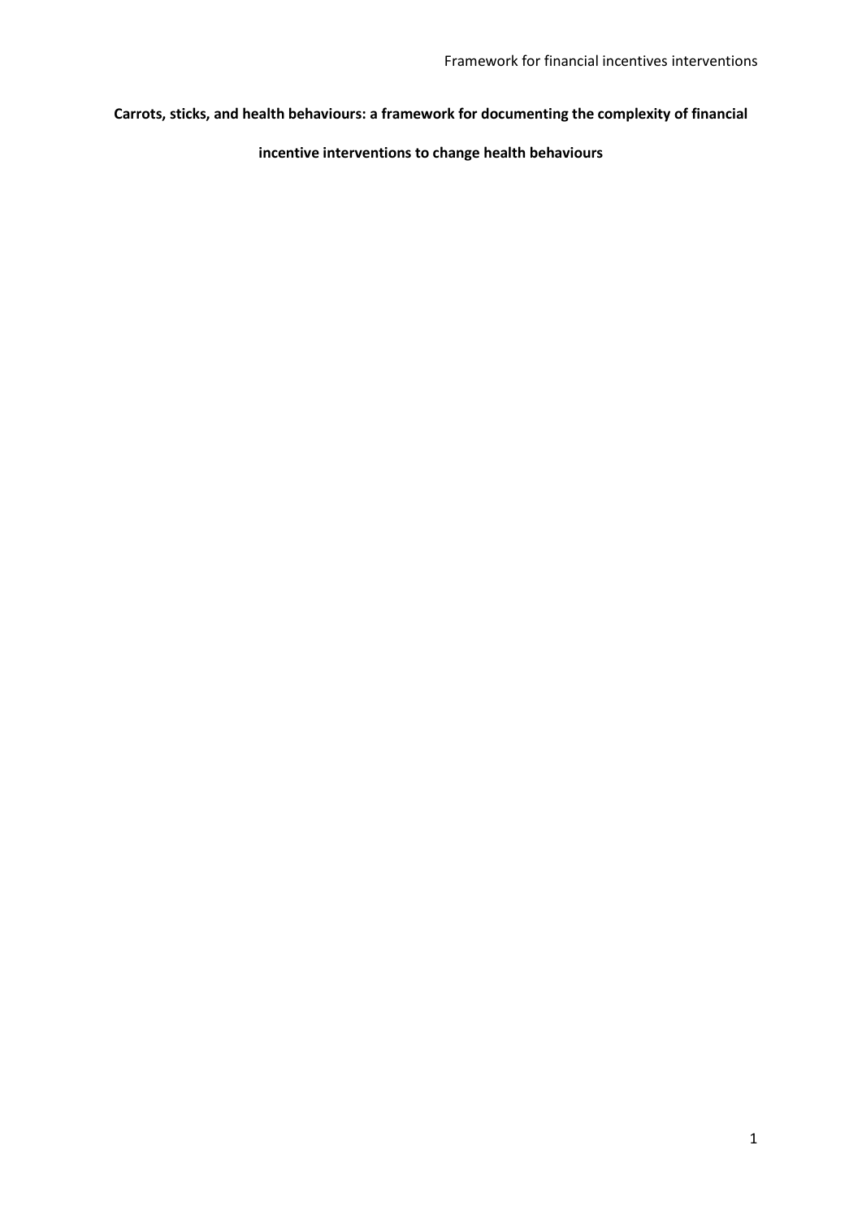**Carrots, sticks, and health behaviours: a framework for documenting the complexity of financial incentive interventions to change health behaviours**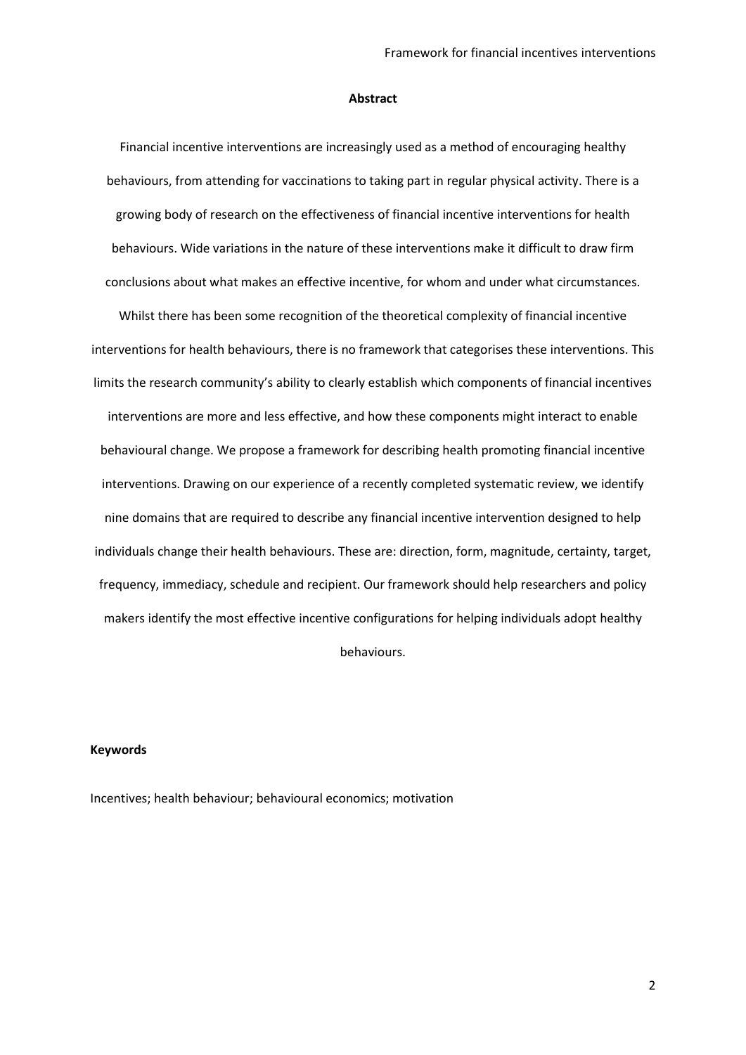## Abstract

Financial incentive interventions are increasingly used as a method of encouraging healthy behaviours, from attending for vaccinations to taking part in regular physical activity. There is a growing body of research on the effectiveness of financial incentive interventions for health behaviours. Wide variations in the nature of these interventions make it difficult to draw firm conclusions about what makes an effective incentive, for whom and under what circumstances. Whilst there has been some recognition of the theoretical complexity of financial incentive interventions for health behaviours, there is no framework that categorises these interventions. This limits the research community's ability to clearly establish which components of financial incentives interventions are more and less effective, and how these components might interact to enable behavioural change. We propose a framework for describing health promoting financial incentive interventions. Drawing on our experience of a recently completed systematic review, we identify nine domains that are required to describe any financial incentive intervention designed to help individuals change their health behaviours. These are: direction, form, magnitude, certainty, target, frequency, immediacy, schedule and recipient. Our framework should help researchers and policy makers identify the most effective incentive configurations for helping individuals adopt healthy behaviours.

### Keywords

Incentives; health behaviour; behavioural economics; motivation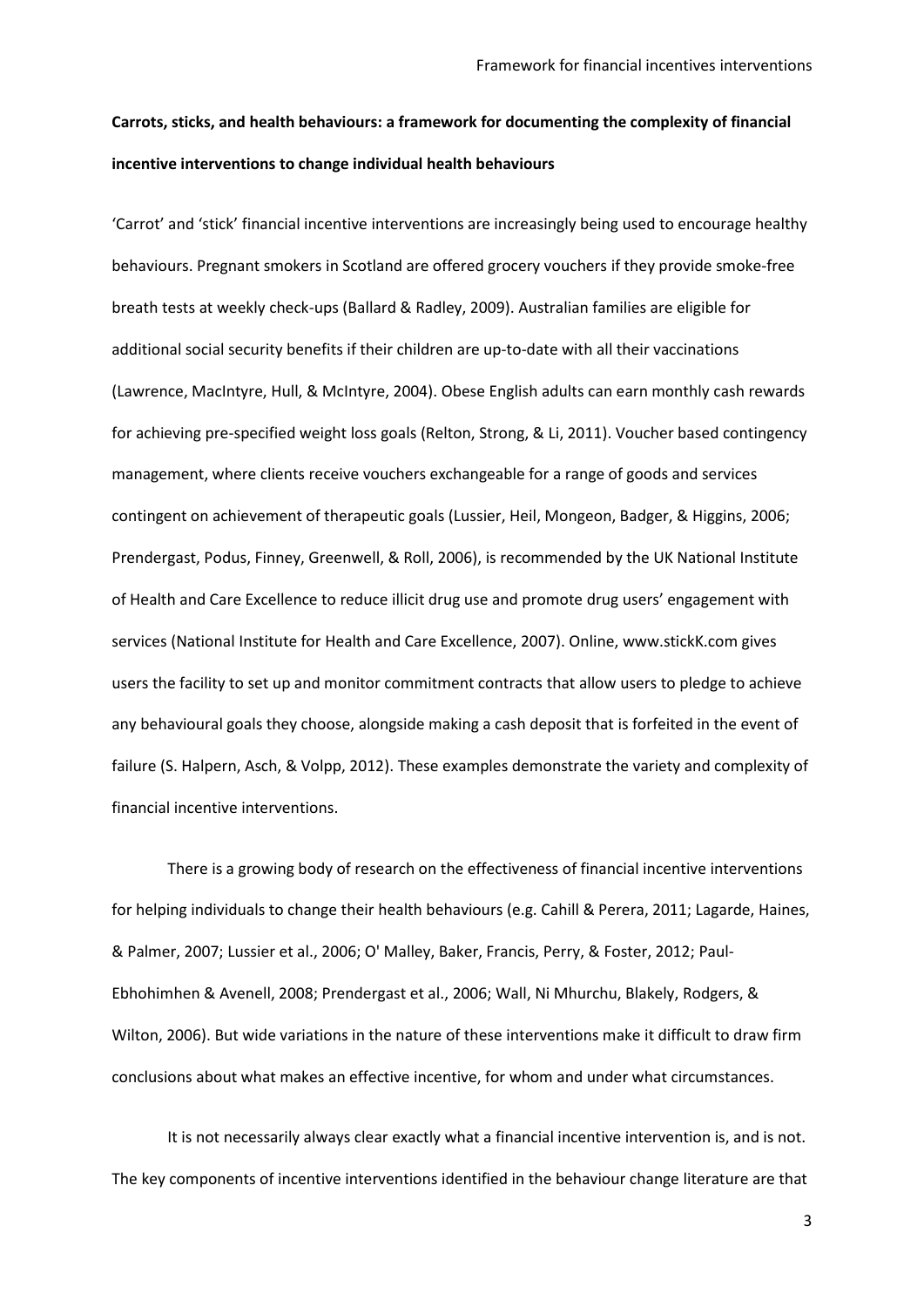**Carrots, sticks, and health behaviours: a framework for documenting the complexity of financial incentive interventions to change individual health behaviours**

'Carrot' and 'stick' financial incentive interventions are increasingly being used to encourage healthy behaviours. Pregnant smokers in Scotland are offered grocery vouchers if they provide smoke-free breath tests at weekly check-ups (Ballard & Radley, 2009). Australian families are eligible for additional social security benefits if their children are up-to-date with all their vaccinations (Lawrence, MacIntyre, Hull, & McIntyre, 2004). Obese English adults can earn monthly cash rewards for achieving pre-specified weight loss goals (Relton, Strong, & Li, 2011). Voucher based contingency management, where clients receive vouchers exchangeable for a range of goods and services contingent on achievement of therapeutic goals (Lussier, Heil, Mongeon, Badger, & Higgins, 2006; Prendergast, Podus, Finney, Greenwell, & Roll, 2006), is recommended by the UK National Institute of Health and Care Excellence to reduce illicit drug use and promote drug users' engagement with services (National Institute for Health and Care Excellence, 2007). Online, www.stickK.com gives users the facility to set up and monitor commitment contracts that allow users to pledge to achieve any behavioural goals they choose, alongside making a cash deposit that is forfeited in the event of failure (S. Halpern, Asch, & Volpp, 2012). These examples demonstrate the variety and complexity of financial incentive interventions.

There is a growing body of research on the effectiveness of financial incentive interventions for helping individuals to change their health behaviours (e.g. Cahill & Perera, 2011; Lagarde, Haines, & Palmer, 2007; Lussier et al., 2006; O' Malley, Baker, Francis, Perry, & Foster, 2012; Paul-Ebhohimhen & Avenell, 2008; Prendergast et al., 2006; Wall, Ni Mhurchu, Blakely, Rodgers, & Wilton, 2006). But wide variations in the nature of these interventions make it difficult to draw firm conclusions about what makes an effective incentive, for whom and under what circumstances.

It is not necessarily always clear exactly what a financial incentive intervention is, and is not. The key components of incentive interventions identified in the behaviour change literature are that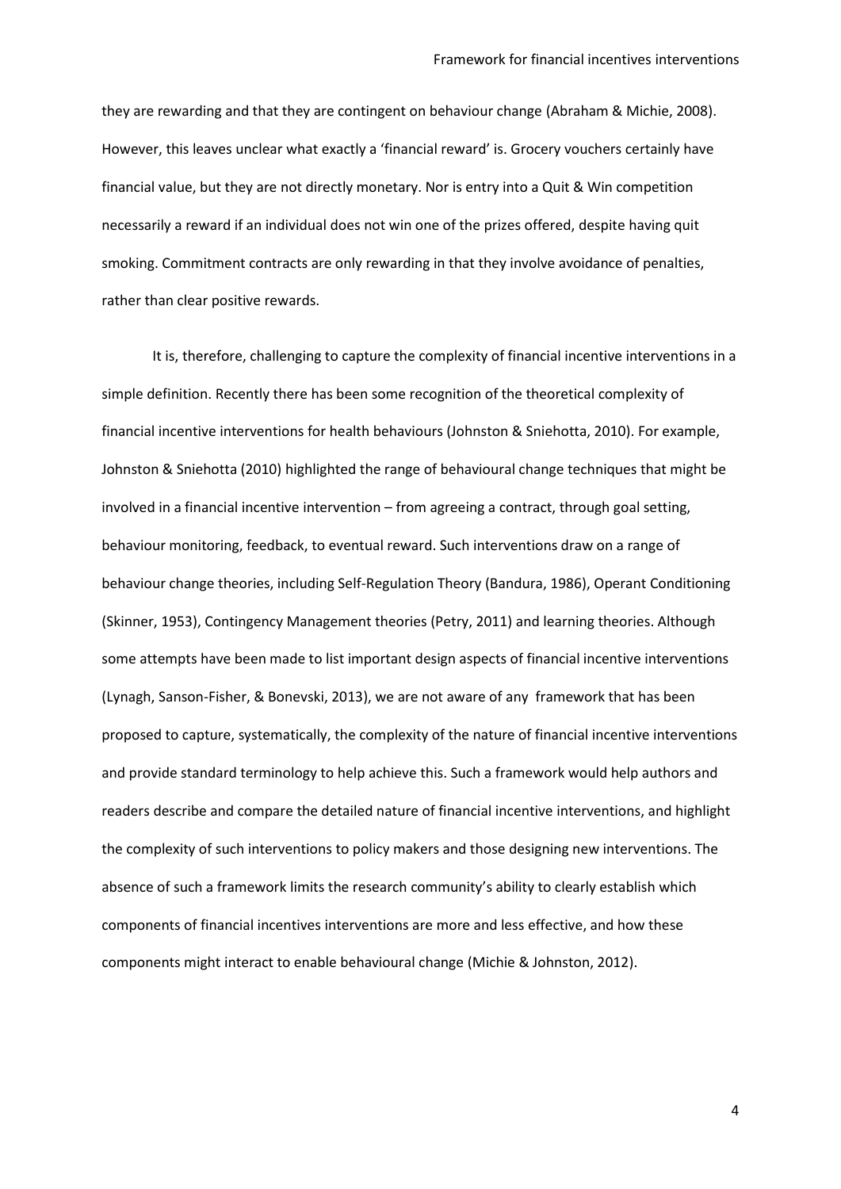they are rewarding and that they are contingent on behaviour change (Abraham & Michie, 2008). However, this leaves unclear what exactly a 'financial reward' is. Grocery vouchers certainly have financial value, but they are not directly monetary. Nor is entry into a Quit & Win competition necessarily a reward if an individual does not win one of the prizes offered, despite having quit smoking. Commitment contracts are only rewarding in that they involve avoidance of penalties, rather than clear positive rewards.

It is, therefore, challenging to capture the complexity of financial incentive interventions in a simple definition. Recently there has been some recognition of the theoretical complexity of financial incentive interventions for health behaviours (Johnston & Sniehotta, 2010). For example, Johnston & Sniehotta (2010) highlighted the range of behavioural change techniques that might be involved in a financial incentive intervention – from agreeing a contract, through goal setting, behaviour monitoring, feedback, to eventual reward. Such interventions draw on a range of behaviour change theories, including Self-Regulation Theory (Bandura, 1986), Operant Conditioning (Skinner, 1953), Contingency Management theories (Petry, 2011) and learning theories. Although some attempts have been made to list important design aspects of financial incentive interventions (Lynagh, Sanson-Fisher, & Bonevski, 2013), we are not aware of any framework that has been proposed to capture, systematically, the complexity of the nature of financial incentive interventions and provide standard terminology to help achieve this. Such a framework would help authors and readers describe and compare the detailed nature of financial incentive interventions, and highlight the complexity of such interventions to policy makers and those designing new interventions. The absence of such a framework limits the research community's ability to clearly establish which components of financial incentives interventions are more and less effective, and how these components might interact to enable behavioural change (Michie & Johnston, 2012).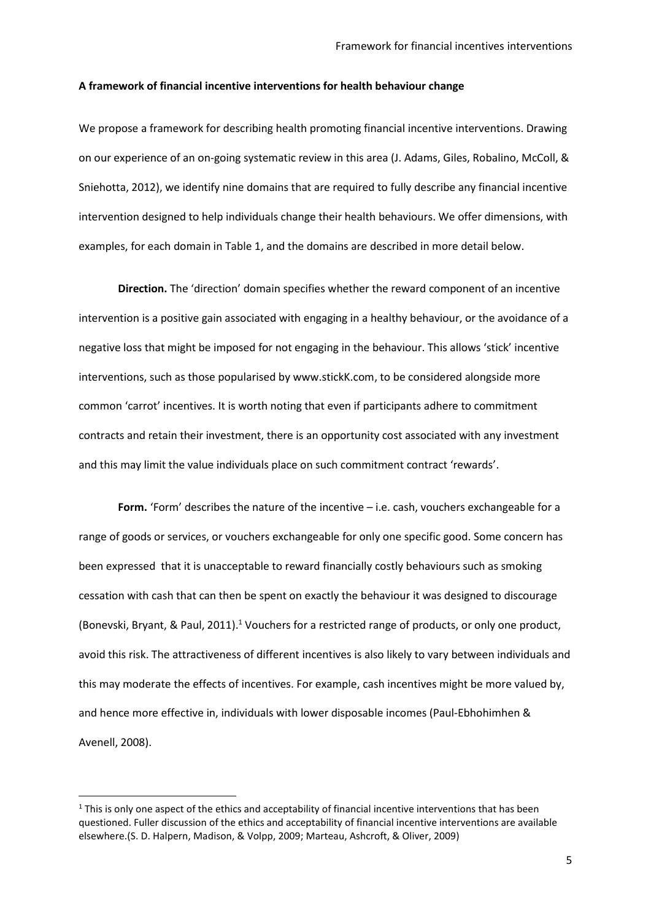**A framework of financial incentive interventions for health behaviour change**

We propose a framework for describing health promoting financial incentive interventions. Drawing on our experience of an on-going systematic review in this area (J. Adams, Giles, Robalino, McColl, & Sniehotta, 2012), we identify nine domains that are required to fully describe any financial incentive intervention designed to help individuals change their health behaviours. We offer dimensions, with examples, for each domain in Table 1, and the domains are described in more detail below.

**Direction.** The 'direction' domain specifies whether the reward component of an incentive intervention is a positive gain associated with engaging in a healthy behaviour, or the avoidance of a negative loss that might be imposed for not engaging in the behaviour. This allows 'stick' incentive interventions, such as those popularised by www.stickK.com, to be considered alongside more common 'carrot' incentives. It is worth noting that even if participants adhere to commitment contracts and retain their investment, there is an opportunity cost associated with any investment and this may limit the value individuals place on such commitment contract 'rewards'.

**Form.** 'Form' describes the nature of the incentive – i.e. cash, vouchers exchangeable for a range of goods or services, or vouchers exchangeable for only one specific good. Some concern has been expressed that it is unacceptable to reward financially costly behaviours such as smoking cessation with cash that can then be spent on exactly the behaviour it was designed to discourage (Bonevski, Bryant, & Paul, 2011).[1] Vouchers for a restricted range of products, or only one product, avoid this risk. The attractiveness of different incentives is also likely to vary between individuals and this may moderate the effects of incentives. For example, cash incentives might be more valued by, and hence more effective in, individuals with lower disposable incomes (Paul-Ebhohimhen & Avenell, 2008).

[1] This is only one aspect of the ethics and acceptability of financial incentive interventions that has been questioned. Fuller discussion of the ethics and acceptability of financial incentive interventions are available elsewhere.(S. D. Halpern, Madison, & Volpp, 2009; Marteau, Ashcroft, & Oliver, 2009)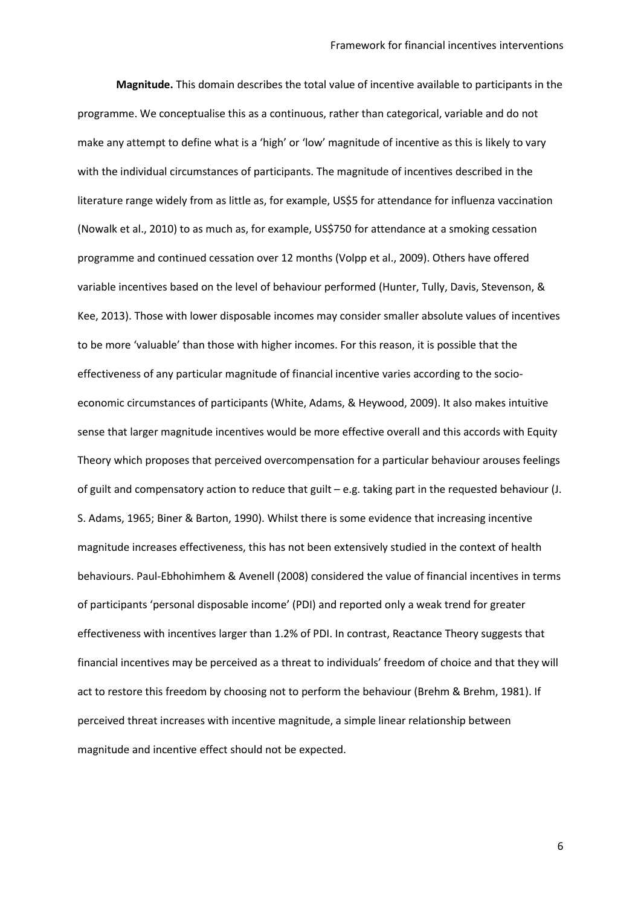**Magnitude.** This domain describes the total value of incentive available to participants in the programme. We conceptualise this as a continuous, rather than categorical, variable and do not make any attempt to define what is a 'high' or 'low' magnitude of incentive as this is likely to vary with the individual circumstances of participants. The magnitude of incentives described in the literature range widely from as little as, for example, US$5 for attendance for influenza vaccination (Nowalk et al., 2010) to as much as, for example, US$750 for attendance at a smoking cessation programme and continued cessation over 12 months (Volpp et al., 2009). Others have offered variable incentives based on the level of behaviour performed (Hunter, Tully, Davis, Stevenson, & Kee, 2013). Those with lower disposable incomes may consider smaller absolute values of incentives to be more 'valuable' than those with higher incomes. For this reason, it is possible that the effectiveness of any particular magnitude of financial incentive varies according to the socio-economic circumstances of participants (White, Adams, & Heywood, 2009). It also makes intuitive sense that larger magnitude incentives would be more effective overall and this accords with Equity Theory which proposes that perceived overcompensation for a particular behaviour arouses feelings of guilt and compensatory action to reduce that guilt – e.g. taking part in the requested behaviour (J. S. Adams, 1965; Biner & Barton, 1990). Whilst there is some evidence that increasing incentive magnitude increases effectiveness, this has not been extensively studied in the context of health behaviours. Paul-Ebhohimhem & Avenell (2008) considered the value of financial incentives in terms of participants 'personal disposable income' (PDI) and reported only a weak trend for greater effectiveness with incentives larger than 1.2% of PDI. In contrast, Reactance Theory suggests that financial incentives may be perceived as a threat to individuals' freedom of choice and that they will act to restore this freedom by choosing not to perform the behaviour (Brehm & Brehm, 1981). If perceived threat increases with incentive magnitude, a simple linear relationship between magnitude and incentive effect should not be expected.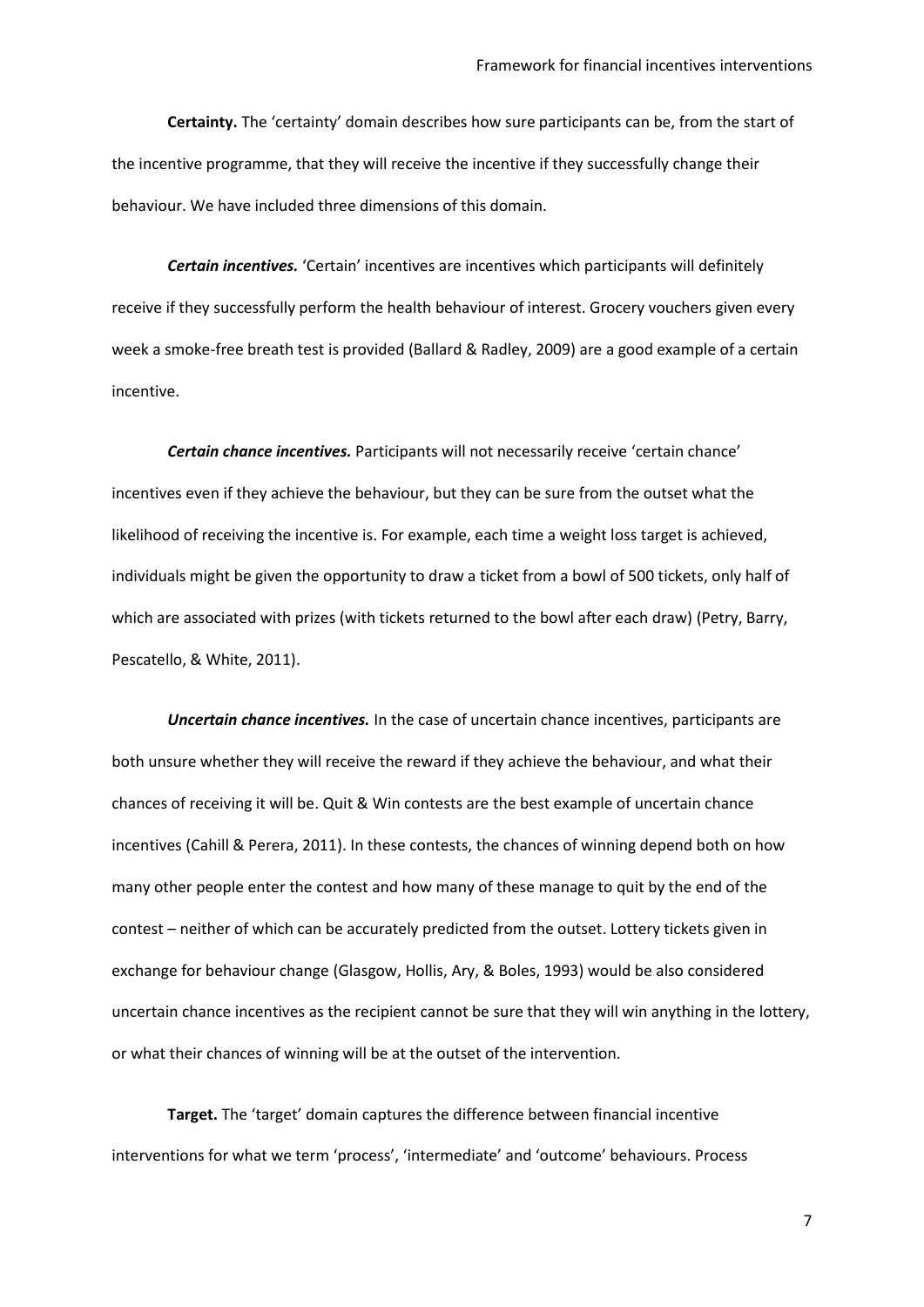**Certainty.** The 'certainty' domain describes how sure participants can be, from the start of the incentive programme, that they will receive the incentive if they successfully change their behaviour. We have included three dimensions of this domain.

***Certain incentives.*** 'Certain' incentives are incentives which participants will definitely receive if they successfully perform the health behaviour of interest. Grocery vouchers given every week a smoke-free breath test is provided (Ballard & Radley, 2009) are a good example of a certain incentive.

***Certain chance incentives.*** Participants will not necessarily receive 'certain chance' incentives even if they achieve the behaviour, but they can be sure from the outset what the likelihood of receiving the incentive is. For example, each time a weight loss target is achieved, individuals might be given the opportunity to draw a ticket from a bowl of 500 tickets, only half of which are associated with prizes (with tickets returned to the bowl after each draw) (Petry, Barry, Pescatello, & White, 2011).

***Uncertain chance incentives.*** In the case of uncertain chance incentives, participants are both unsure whether they will receive the reward if they achieve the behaviour, and what their chances of receiving it will be. Quit & Win contests are the best example of uncertain chance incentives (Cahill & Perera, 2011). In these contests, the chances of winning depend both on how many other people enter the contest and how many of these manage to quit by the end of the contest – neither of which can be accurately predicted from the outset. Lottery tickets given in exchange for behaviour change (Glasgow, Hollis, Ary, & Boles, 1993) would be also considered uncertain chance incentives as the recipient cannot be sure that they will win anything in the lottery, or what their chances of winning will be at the outset of the intervention.

**Target.** The 'target' domain captures the difference between financial incentive interventions for what we term 'process', 'intermediate' and 'outcome' behaviours. Process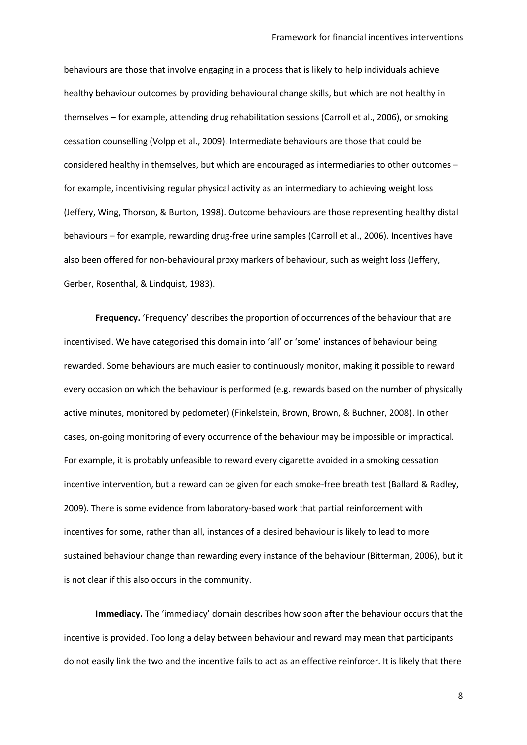behaviours are those that involve engaging in a process that is likely to help individuals achieve healthy behaviour outcomes by providing behavioural change skills, but which are not healthy in themselves – for example, attending drug rehabilitation sessions (Carroll et al., 2006), or smoking cessation counselling (Volpp et al., 2009). Intermediate behaviours are those that could be considered healthy in themselves, but which are encouraged as intermediaries to other outcomes – for example, incentivising regular physical activity as an intermediary to achieving weight loss (Jeffery, Wing, Thorson, & Burton, 1998). Outcome behaviours are those representing healthy distal behaviours – for example, rewarding drug-free urine samples (Carroll et al., 2006). Incentives have also been offered for non-behavioural proxy markers of behaviour, such as weight loss (Jeffery, Gerber, Rosenthal, & Lindquist, 1983).

**Frequency.** 'Frequency' describes the proportion of occurrences of the behaviour that are incentivised. We have categorised this domain into 'all' or 'some' instances of behaviour being rewarded. Some behaviours are much easier to continuously monitor, making it possible to reward every occasion on which the behaviour is performed (e.g. rewards based on the number of physically active minutes, monitored by pedometer) (Finkelstein, Brown, Brown, & Buchner, 2008). In other cases, on-going monitoring of every occurrence of the behaviour may be impossible or impractical. For example, it is probably unfeasible to reward every cigarette avoided in a smoking cessation incentive intervention, but a reward can be given for each smoke-free breath test (Ballard & Radley, 2009). There is some evidence from laboratory-based work that partial reinforcement with incentives for some, rather than all, instances of a desired behaviour is likely to lead to more sustained behaviour change than rewarding every instance of the behaviour (Bitterman, 2006), but it is not clear if this also occurs in the community.

**Immediacy.** The 'immediacy' domain describes how soon after the behaviour occurs that the incentive is provided. Too long a delay between behaviour and reward may mean that participants do not easily link the two and the incentive fails to act as an effective reinforcer. It is likely that there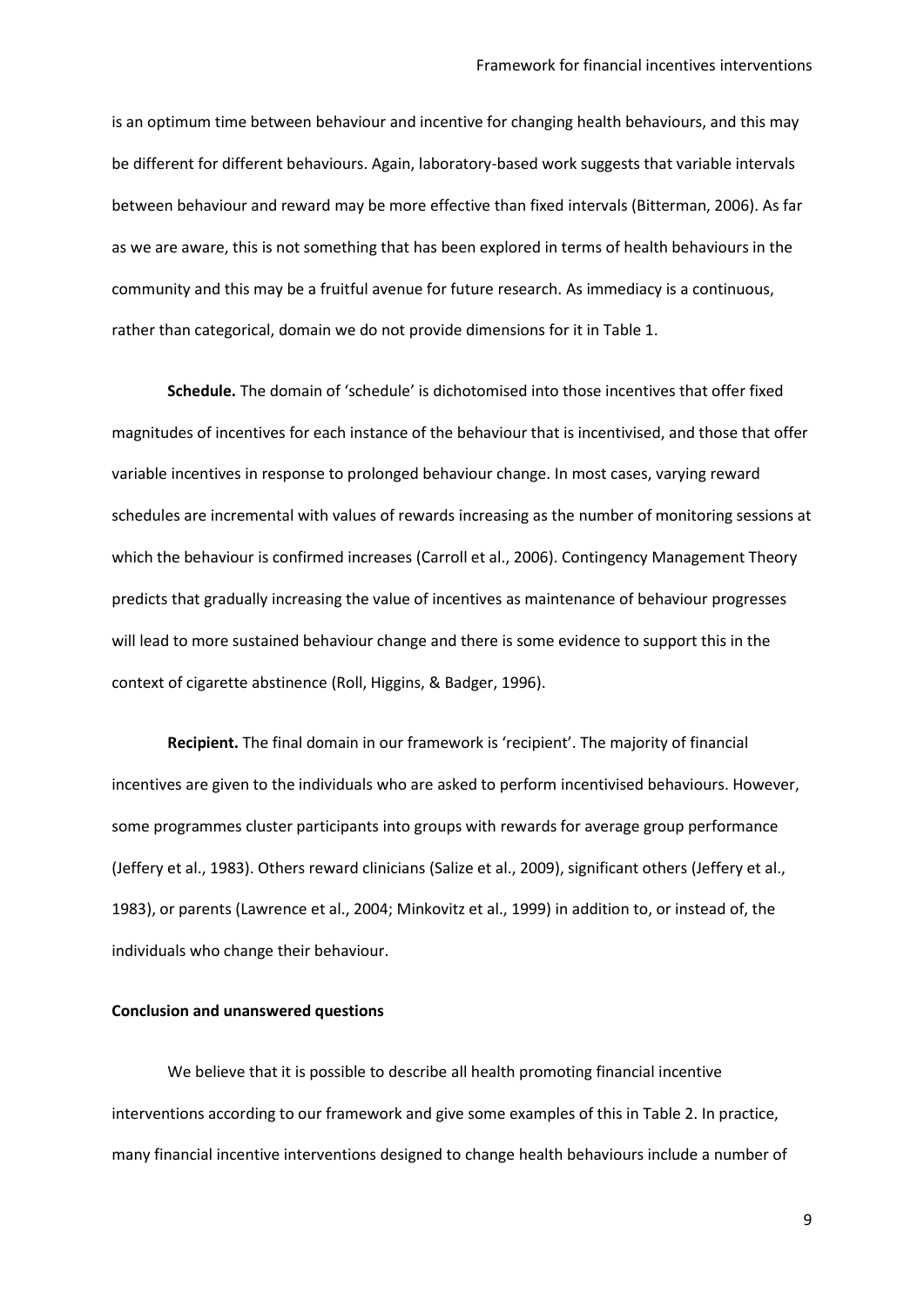is an optimum time between behaviour and incentive for changing health behaviours, and this may be different for different behaviours. Again, laboratory-based work suggests that variable intervals between behaviour and reward may be more effective than fixed intervals (Bitterman, 2006). As far as we are aware, this is not something that has been explored in terms of health behaviours in the community and this may be a fruitful avenue for future research. As immediacy is a continuous, rather than categorical, domain we do not provide dimensions for it in Table 1.

**Schedule.** The domain of 'schedule' is dichotomised into those incentives that offer fixed magnitudes of incentives for each instance of the behaviour that is incentivised, and those that offer variable incentives in response to prolonged behaviour change. In most cases, varying reward schedules are incremental with values of rewards increasing as the number of monitoring sessions at which the behaviour is confirmed increases (Carroll et al., 2006). Contingency Management Theory predicts that gradually increasing the value of incentives as maintenance of behaviour progresses will lead to more sustained behaviour change and there is some evidence to support this in the context of cigarette abstinence (Roll, Higgins, & Badger, 1996).

**Recipient.** The final domain in our framework is 'recipient'. The majority of financial incentives are given to the individuals who are asked to perform incentivised behaviours. However, some programmes cluster participants into groups with rewards for average group performance (Jeffery et al., 1983). Others reward clinicians (Salize et al., 2009), significant others (Jeffery et al., 1983), or parents (Lawrence et al., 2004; Minkovitz et al., 1999) in addition to, or instead of, the individuals who change their behaviour.

**Conclusion and unanswered questions**

We believe that it is possible to describe all health promoting financial incentive interventions according to our framework and give some examples of this in Table 2. In practice, many financial incentive interventions designed to change health behaviours include a number of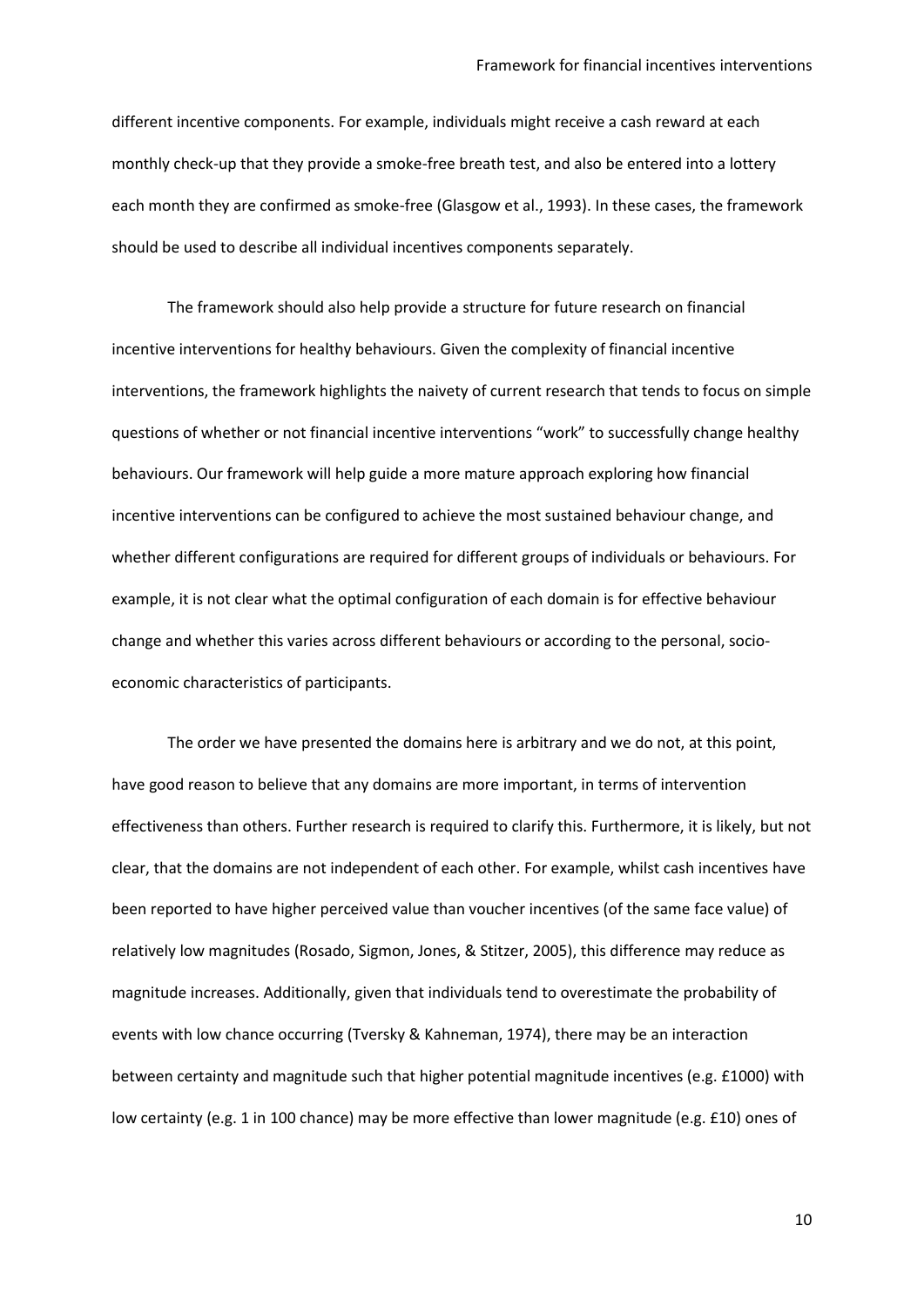different incentive components. For example, individuals might receive a cash reward at each monthly check-up that they provide a smoke-free breath test, and also be entered into a lottery each month they are confirmed as smoke-free (Glasgow et al., 1993). In these cases, the framework should be used to describe all individual incentives components separately.

The framework should also help provide a structure for future research on financial incentive interventions for healthy behaviours. Given the complexity of financial incentive interventions, the framework highlights the naivety of current research that tends to focus on simple questions of whether or not financial incentive interventions "work" to successfully change healthy behaviours. Our framework will help guide a more mature approach exploring how financial incentive interventions can be configured to achieve the most sustained behaviour change, and whether different configurations are required for different groups of individuals or behaviours. For example, it is not clear what the optimal configuration of each domain is for effective behaviour change and whether this varies across different behaviours or according to the personal, socio-economic characteristics of participants.

The order we have presented the domains here is arbitrary and we do not, at this point, have good reason to believe that any domains are more important, in terms of intervention effectiveness than others. Further research is required to clarify this. Furthermore, it is likely, but not clear, that the domains are not independent of each other. For example, whilst cash incentives have been reported to have higher perceived value than voucher incentives (of the same face value) of relatively low magnitudes (Rosado, Sigmon, Jones, & Stitzer, 2005), this difference may reduce as magnitude increases. Additionally, given that individuals tend to overestimate the probability of events with low chance occurring (Tversky & Kahneman, 1974), there may be an interaction between certainty and magnitude such that higher potential magnitude incentives (e.g. £1000) with low certainty (e.g. 1 in 100 chance) may be more effective than lower magnitude (e.g. £10) ones of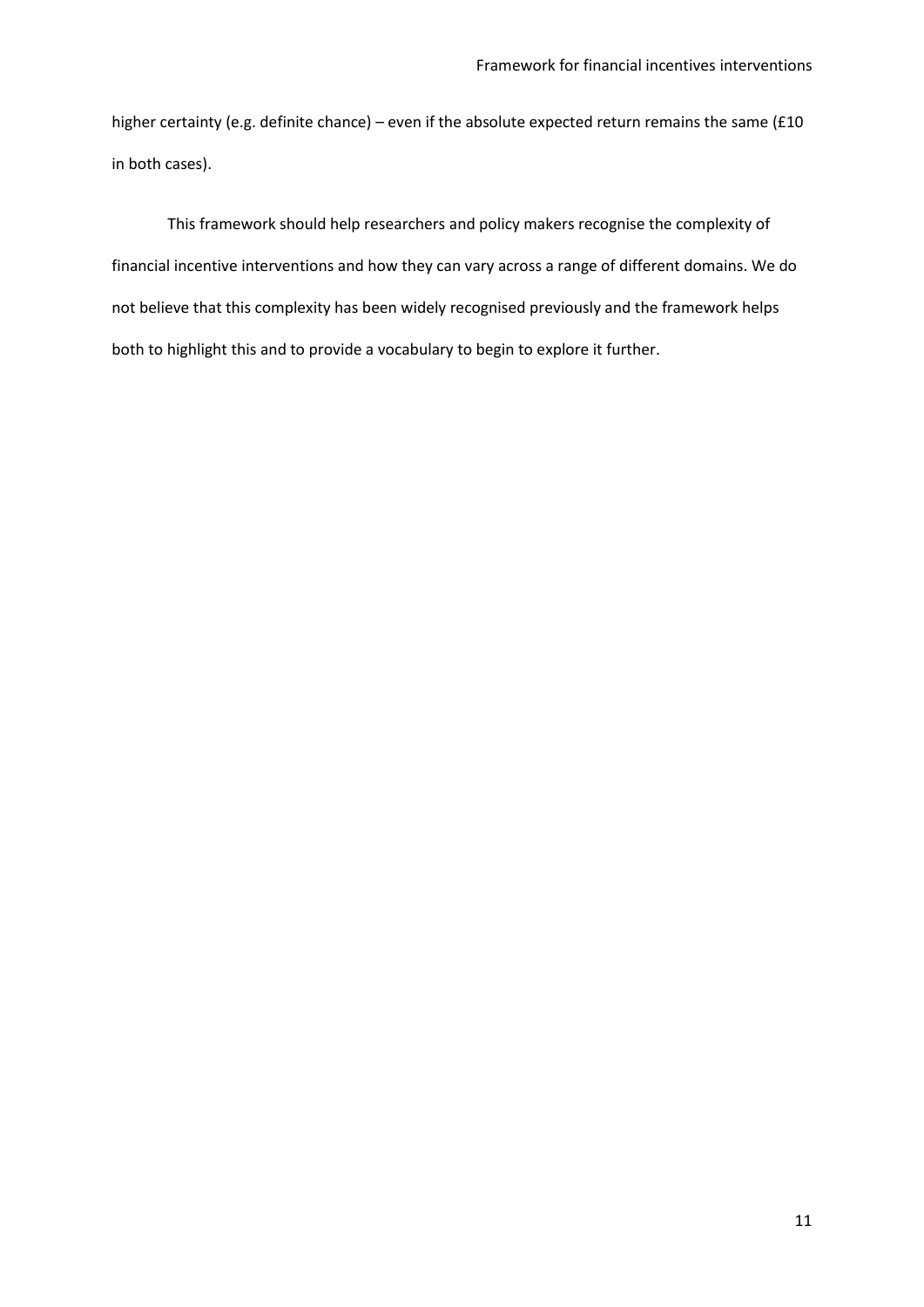higher certainty (e.g. definite chance) – even if the absolute expected return remains the same (£10 in both cases).

This framework should help researchers and policy makers recognise the complexity of financial incentive interventions and how they can vary across a range of different domains. We do not believe that this complexity has been widely recognised previously and the framework helps both to highlight this and to provide a vocabulary to begin to explore it further.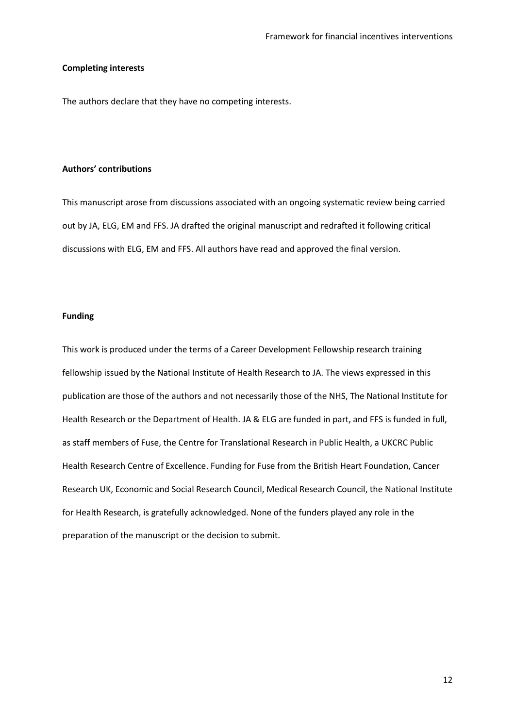**Completing interests**

The authors declare that they have no competing interests.

**Authors' contributions**

This manuscript arose from discussions associated with an ongoing systematic review being carried out by JA, ELG, EM and FFS. JA drafted the original manuscript and redrafted it following critical discussions with ELG, EM and FFS. All authors have read and approved the final version.

**Funding**

This work is produced under the terms of a Career Development Fellowship research training fellowship issued by the National Institute of Health Research to JA. The views expressed in this publication are those of the authors and not necessarily those of the NHS, The National Institute for Health Research or the Department of Health. JA & ELG are funded in part, and FFS is funded in full, as staff members of Fuse, the Centre for Translational Research in Public Health, a UKCRC Public Health Research Centre of Excellence. Funding for Fuse from the British Heart Foundation, Cancer Research UK, Economic and Social Research Council, Medical Research Council, the National Institute for Health Research, is gratefully acknowledged. None of the funders played any role in the preparation of the manuscript or the decision to submit.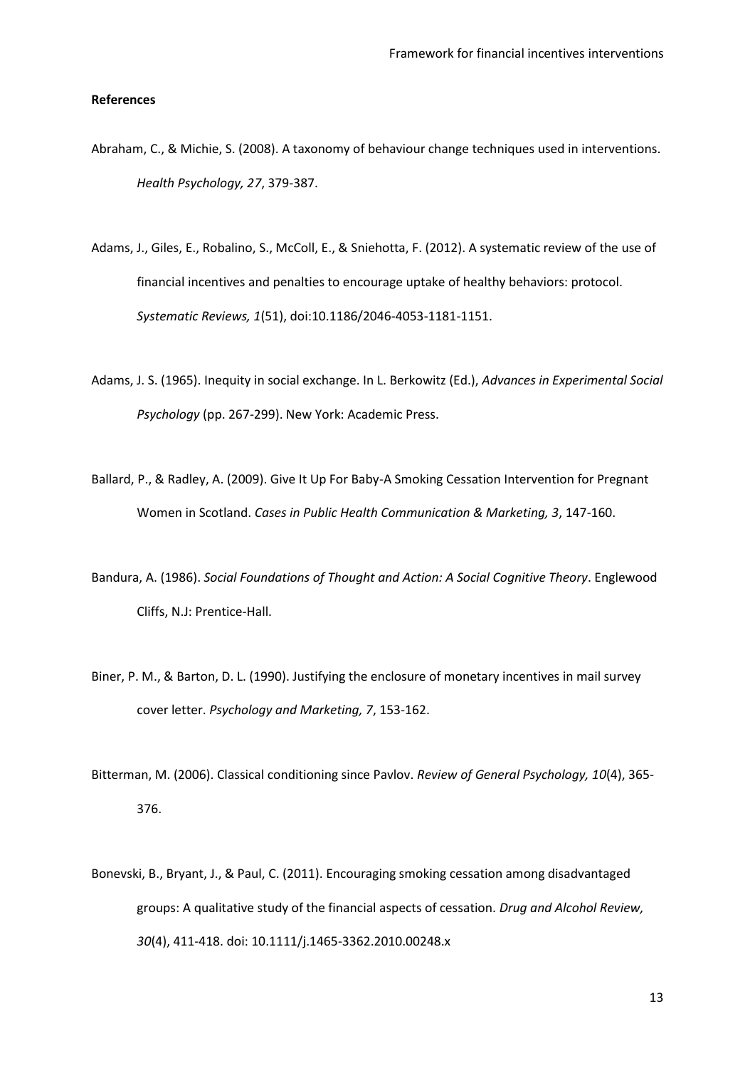**References**

Abraham, C., & Michie, S. (2008). A taxonomy of behaviour change techniques used in interventions. *Health Psychology, 27*, 379-387.

Adams, J., Giles, E., Robalino, S., McColl, E., & Sniehotta, F. (2012). A systematic review of the use of financial incentives and penalties to encourage uptake of healthy behaviors: protocol. *Systematic Reviews, 1*(51), doi:10.1186/2046-4053-1181-1151.

Adams, J. S. (1965). Inequity in social exchange. In L. Berkowitz (Ed.), *Advances in Experimental Social Psychology* (pp. 267-299). New York: Academic Press.

Ballard, P., & Radley, A. (2009). Give It Up For Baby-A Smoking Cessation Intervention for Pregnant Women in Scotland. *Cases in Public Health Communication & Marketing, 3*, 147-160.

Bandura, A. (1986). *Social Foundations of Thought and Action: A Social Cognitive Theory*. Englewood Cliffs, N.J: Prentice-Hall.

Biner, P. M., & Barton, D. L. (1990). Justifying the enclosure of monetary incentives in mail survey cover letter. *Psychology and Marketing, 7*, 153-162.

Bitterman, M. (2006). Classical conditioning since Pavlov. *Review of General Psychology, 10*(4), 365-376.

Bonevski, B., Bryant, J., & Paul, C. (2011). Encouraging smoking cessation among disadvantaged groups: A qualitative study of the financial aspects of cessation. *Drug and Alcohol Review, 30*(4), 411-418. doi: 10.1111/j.1465-3362.2010.00248.x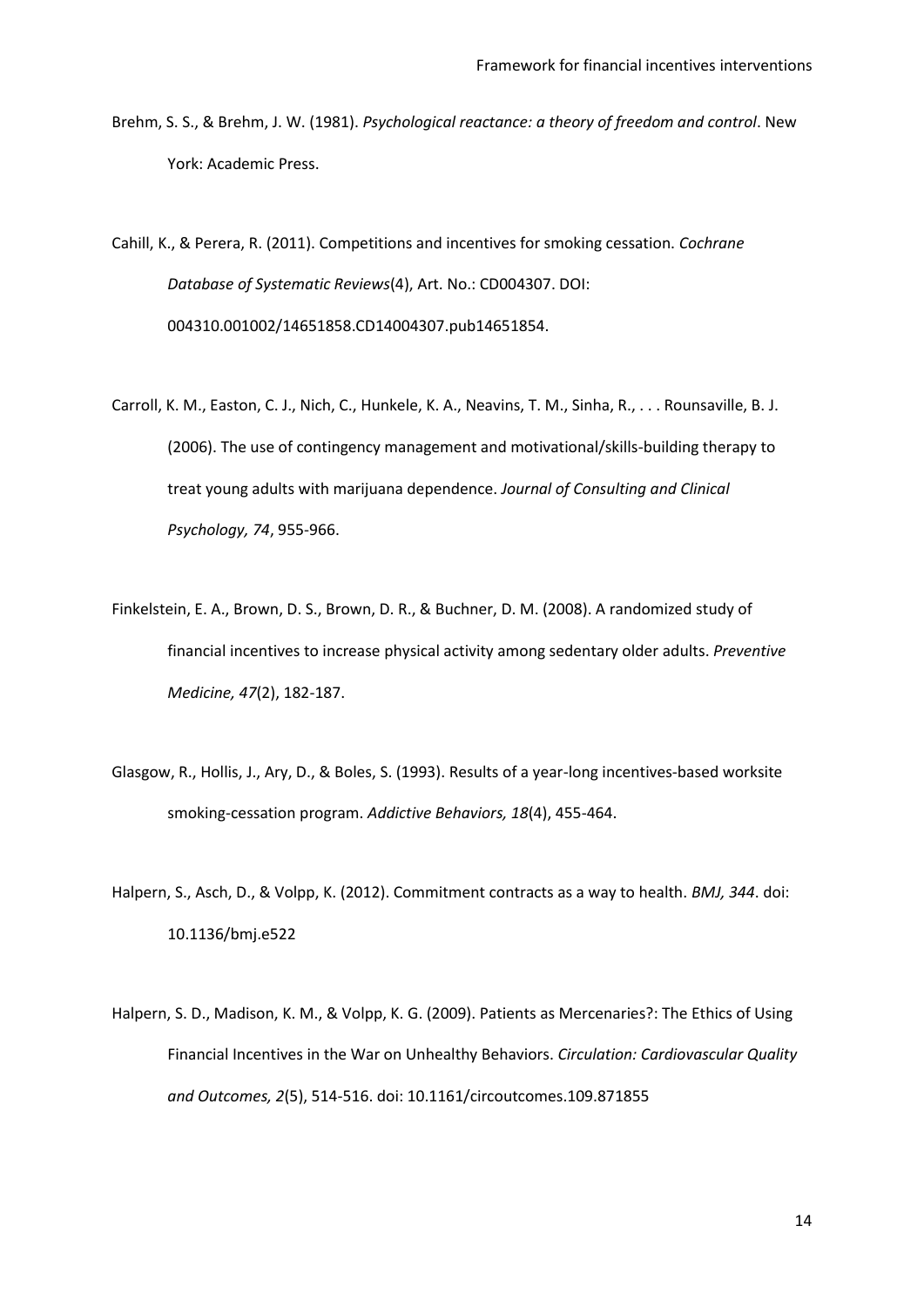Brehm, S. S., & Brehm, J. W. (1981). *Psychological reactance: a theory of freedom and control*. New York: Academic Press.

Cahill, K., & Perera, R. (2011). Competitions and incentives for smoking cessation. *Cochrane Database of Systematic Reviews*(4), Art. No.: CD004307. DOI: 004310.001002/14651858.CD14004307.pub14651854.

Carroll, K. M., Easton, C. J., Nich, C., Hunkele, K. A., Neavins, T. M., Sinha, R., . . . Rounsaville, B. J. (2006). The use of contingency management and motivational/skills-building therapy to treat young adults with marijuana dependence. *Journal of Consulting and Clinical Psychology, 74*, 955-966.

Finkelstein, E. A., Brown, D. S., Brown, D. R., & Buchner, D. M. (2008). A randomized study of financial incentives to increase physical activity among sedentary older adults. *Preventive Medicine, 47*(2), 182-187.

Glasgow, R., Hollis, J., Ary, D., & Boles, S. (1993). Results of a year-long incentives-based worksite smoking-cessation program. *Addictive Behaviors, 18*(4), 455-464.

Halpern, S., Asch, D., & Volpp, K. (2012). Commitment contracts as a way to health. *BMJ, 344*. doi: 10.1136/bmj.e522

Halpern, S. D., Madison, K. M., & Volpp, K. G. (2009). Patients as Mercenaries?: The Ethics of Using Financial Incentives in the War on Unhealthy Behaviors. *Circulation: Cardiovascular Quality and Outcomes, 2*(5), 514-516. doi: 10.1161/circoutcomes.109.871855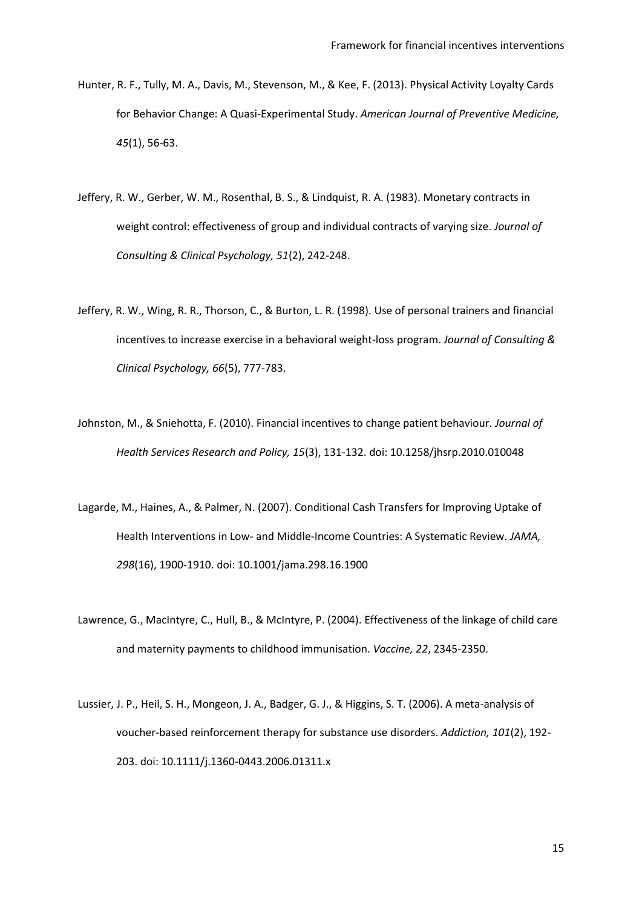Hunter, R. F., Tully, M. A., Davis, M., Stevenson, M., & Kee, F. (2013). Physical Activity Loyalty Cards for Behavior Change: A Quasi-Experimental Study. *American Journal of Preventive Medicine, 45*(1), 56-63.

Jeffery, R. W., Gerber, W. M., Rosenthal, B. S., & Lindquist, R. A. (1983). Monetary contracts in weight control: effectiveness of group and individual contracts of varying size. *Journal of Consulting & Clinical Psychology, 51*(2), 242-248.

Jeffery, R. W., Wing, R. R., Thorson, C., & Burton, L. R. (1998). Use of personal trainers and financial incentives to increase exercise in a behavioral weight-loss program. *Journal of Consulting & Clinical Psychology, 66*(5), 777-783.

Johnston, M., & Sniehotta, F. (2010). Financial incentives to change patient behaviour. *Journal of Health Services Research and Policy, 15*(3), 131-132. doi: 10.1258/jhsrp.2010.010048

Lagarde, M., Haines, A., & Palmer, N. (2007). Conditional Cash Transfers for Improving Uptake of Health Interventions in Low- and Middle-Income Countries: A Systematic Review. *JAMA, 298*(16), 1900-1910. doi: 10.1001/jama.298.16.1900

Lawrence, G., MacIntyre, C., Hull, B., & McIntyre, P. (2004). Effectiveness of the linkage of child care and maternity payments to childhood immunisation. *Vaccine, 22*, 2345-2350.

Lussier, J. P., Heil, S. H., Mongeon, J. A., Badger, G. J., & Higgins, S. T. (2006). A meta-analysis of voucher-based reinforcement therapy for substance use disorders. *Addiction, 101*(2), 192-203. doi: 10.1111/j.1360-0443.2006.01311.x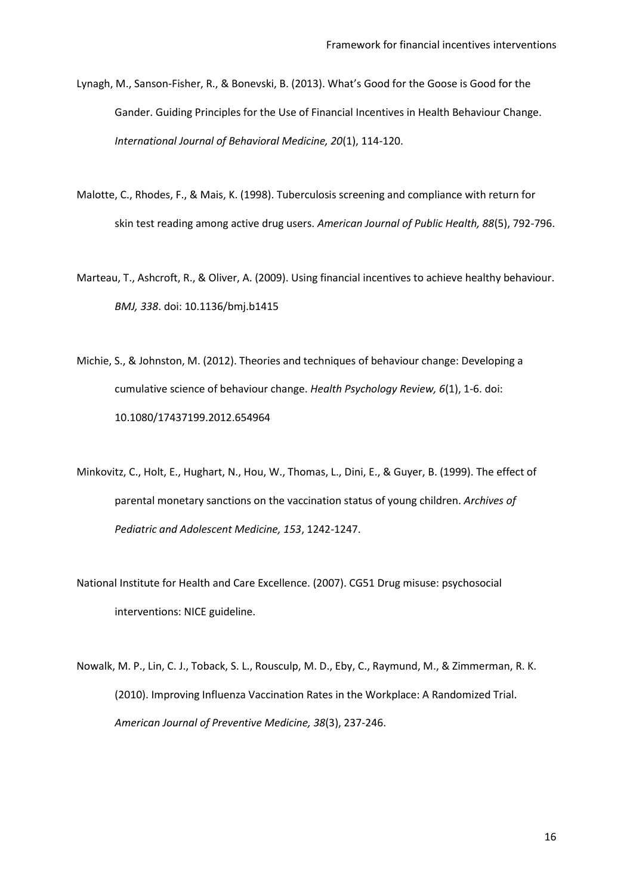Lynagh, M., Sanson-Fisher, R., & Bonevski, B. (2013). What's Good for the Goose is Good for the Gander. Guiding Principles for the Use of Financial Incentives in Health Behaviour Change. *International Journal of Behavioral Medicine, 20*(1), 114-120.

Malotte, C., Rhodes, F., & Mais, K. (1998). Tuberculosis screening and compliance with return for skin test reading among active drug users. *American Journal of Public Health, 88*(5), 792-796.

Marteau, T., Ashcroft, R., & Oliver, A. (2009). Using financial incentives to achieve healthy behaviour. *BMJ, 338*. doi: 10.1136/bmj.b1415

Michie, S., & Johnston, M. (2012). Theories and techniques of behaviour change: Developing a cumulative science of behaviour change. *Health Psychology Review, 6*(1), 1-6. doi: 10.1080/17437199.2012.654964

Minkovitz, C., Holt, E., Hughart, N., Hou, W., Thomas, L., Dini, E., & Guyer, B. (1999). The effect of parental monetary sanctions on the vaccination status of young children. *Archives of Pediatric and Adolescent Medicine, 153*, 1242-1247.

National Institute for Health and Care Excellence. (2007). CG51 Drug misuse: psychosocial interventions: NICE guideline.

Nowalk, M. P., Lin, C. J., Toback, S. L., Rousculp, M. D., Eby, C., Raymund, M., & Zimmerman, R. K. (2010). Improving Influenza Vaccination Rates in the Workplace: A Randomized Trial. *American Journal of Preventive Medicine, 38*(3), 237-246.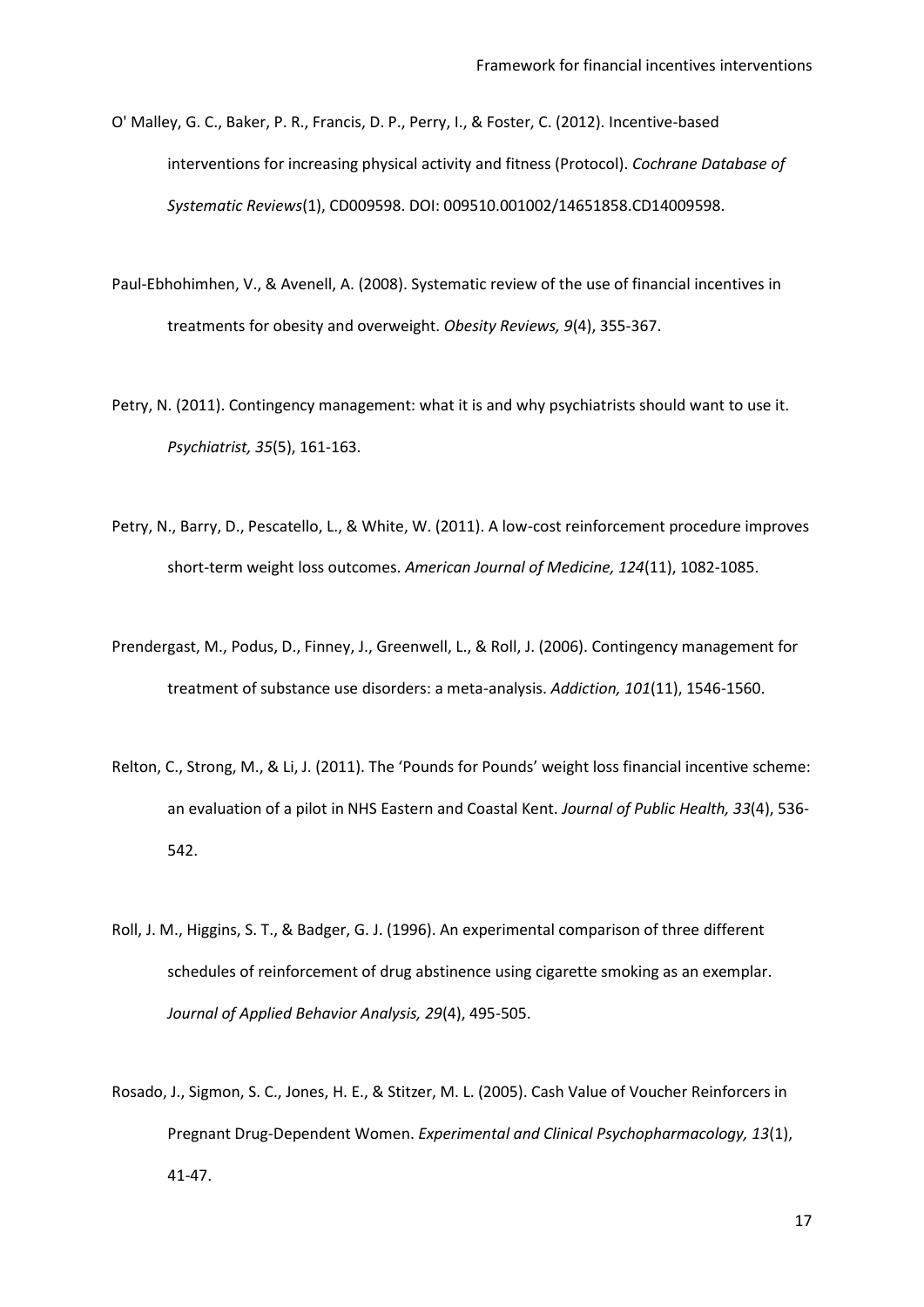O' Malley, G. C., Baker, P. R., Francis, D. P., Perry, I., & Foster, C. (2012). Incentive-based interventions for increasing physical activity and fitness (Protocol). *Cochrane Database of Systematic Reviews*(1), CD009598. DOI: 009510.001002/14651858.CD14009598.

Paul-Ebhohimhen, V., & Avenell, A. (2008). Systematic review of the use of financial incentives in treatments for obesity and overweight. *Obesity Reviews, 9*(4), 355-367.

Petry, N. (2011). Contingency management: what it is and why psychiatrists should want to use it. *Psychiatrist, 35*(5), 161-163.

Petry, N., Barry, D., Pescatello, L., & White, W. (2011). A low-cost reinforcement procedure improves short-term weight loss outcomes. *American Journal of Medicine, 124*(11), 1082-1085.

Prendergast, M., Podus, D., Finney, J., Greenwell, L., & Roll, J. (2006). Contingency management for treatment of substance use disorders: a meta-analysis. *Addiction, 101*(11), 1546-1560.

Relton, C., Strong, M., & Li, J. (2011). The 'Pounds for Pounds' weight loss financial incentive scheme: an evaluation of a pilot in NHS Eastern and Coastal Kent. *Journal of Public Health, 33*(4), 536-542.

Roll, J. M., Higgins, S. T., & Badger, G. J. (1996). An experimental comparison of three different schedules of reinforcement of drug abstinence using cigarette smoking as an exemplar. *Journal of Applied Behavior Analysis, 29*(4), 495-505.

Rosado, J., Sigmon, S. C., Jones, H. E., & Stitzer, M. L. (2005). Cash Value of Voucher Reinforcers in Pregnant Drug-Dependent Women. *Experimental and Clinical Psychopharmacology, 13*(1), 41-47.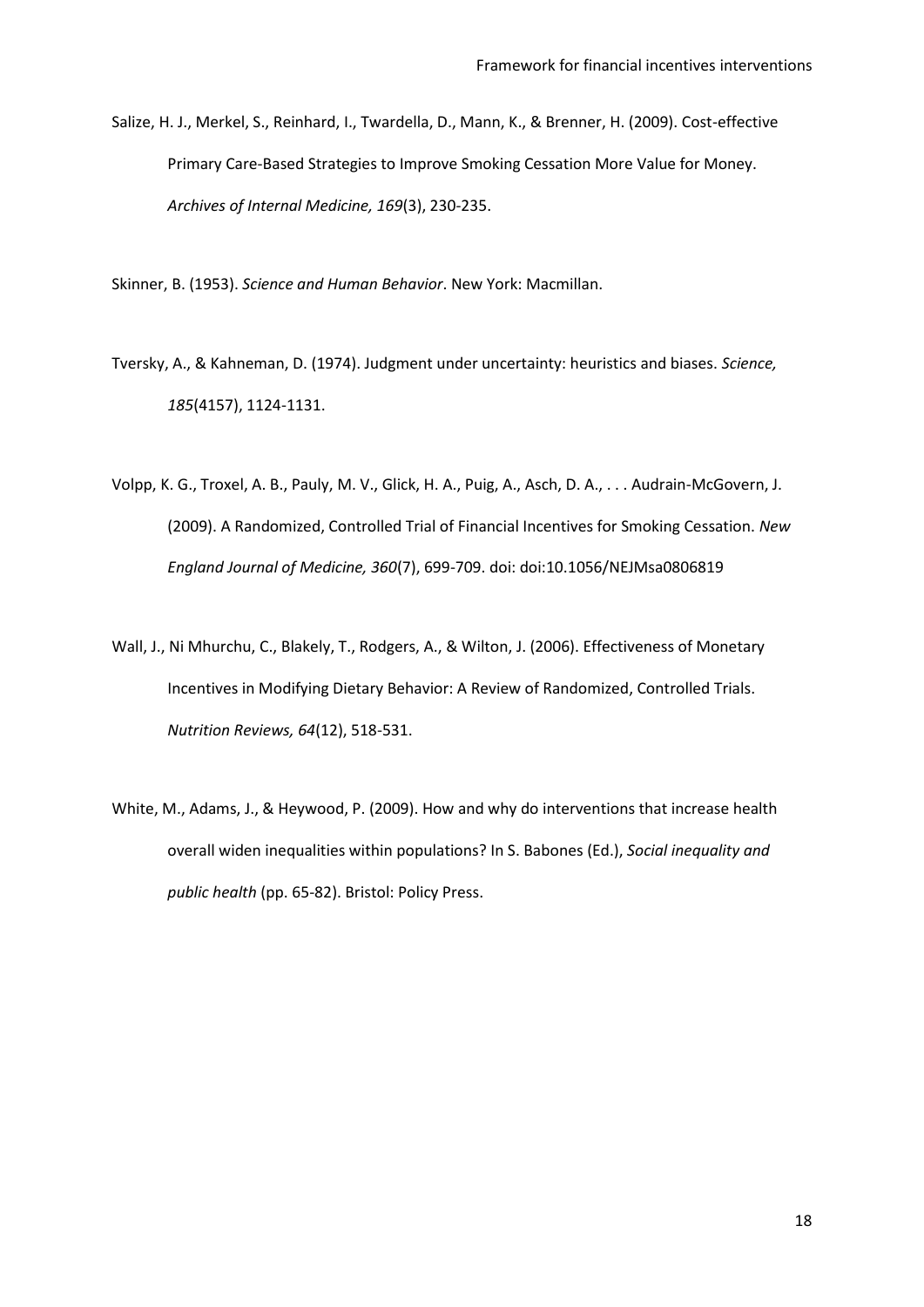Salize, H. J., Merkel, S., Reinhard, I., Twardella, D., Mann, K., & Brenner, H. (2009). Cost-effective Primary Care-Based Strategies to Improve Smoking Cessation More Value for Money. *Archives of Internal Medicine, 169*(3), 230-235.

Skinner, B. (1953). *Science and Human Behavior*. New York: Macmillan.

Tversky, A., & Kahneman, D. (1974). Judgment under uncertainty: heuristics and biases. *Science, 185*(4157), 1124-1131.

Volpp, K. G., Troxel, A. B., Pauly, M. V., Glick, H. A., Puig, A., Asch, D. A., . . . Audrain-McGovern, J. (2009). A Randomized, Controlled Trial of Financial Incentives for Smoking Cessation. *New England Journal of Medicine, 360*(7), 699-709. doi: doi:10.1056/NEJMsa0806819

Wall, J., Ni Mhurchu, C., Blakely, T., Rodgers, A., & Wilton, J. (2006). Effectiveness of Monetary Incentives in Modifying Dietary Behavior: A Review of Randomized, Controlled Trials. *Nutrition Reviews, 64*(12), 518-531.

White, M., Adams, J., & Heywood, P. (2009). How and why do interventions that increase health overall widen inequalities within populations? In S. Babones (Ed.), *Social inequality and public health* (pp. 65-82). Bristol: Policy Press.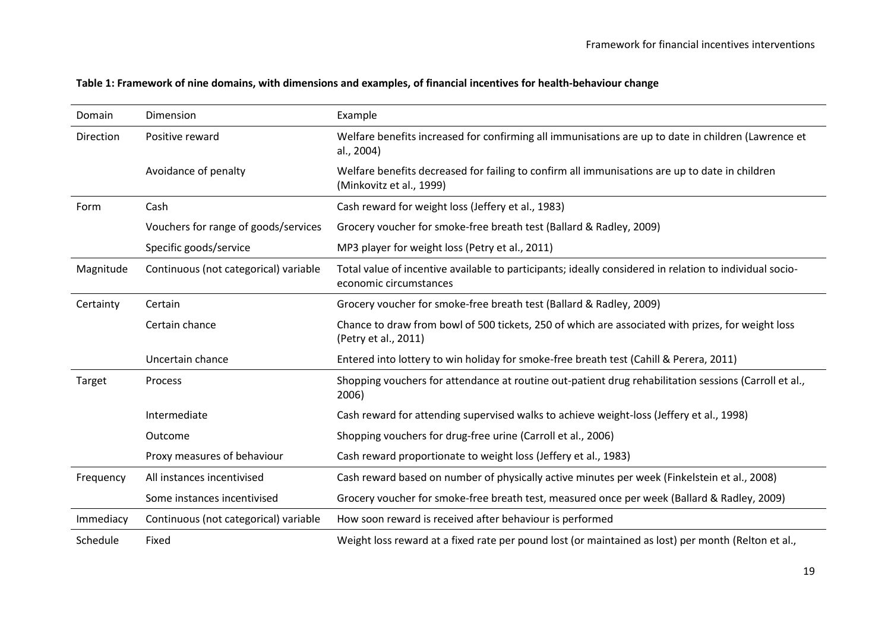**Table 1: Framework of nine domains, with dimensions and examples, of financial incentives for health-behaviour change**

| Domain | Dimension | Example |
|---|---|---|
| Direction | Positive reward | Welfare benefits increased for confirming all immunisations are up to date in children (Lawrence et al., 2004) |
| | Avoidance of penalty | Welfare benefits decreased for failing to confirm all immunisations are up to date in children (Minkovitz et al., 1999) |
| Form | Cash | Cash reward for weight loss (Jeffery et al., 1983) |
| | Vouchers for range of goods/services | Grocery voucher for smoke-free breath test (Ballard & Radley, 2009) |
| | Specific goods/service | MP3 player for weight loss (Petry et al., 2011) |
| Magnitude | Continuous (not categorical) variable | Total value of incentive available to participants; ideally considered in relation to individual socio-economic circumstances |
| Certainty | Certain | Grocery voucher for smoke-free breath test (Ballard & Radley, 2009) |
| | Certain chance | Chance to draw from bowl of 500 tickets, 250 of which are associated with prizes, for weight loss (Petry et al., 2011) |
| | Uncertain chance | Entered into lottery to win holiday for smoke-free breath test (Cahill & Perera, 2011) |
| Target | Process | Shopping vouchers for attendance at routine out-patient drug rehabilitation sessions (Carroll et al., 2006) |
| | Intermediate | Cash reward for attending supervised walks to achieve weight-loss (Jeffery et al., 1998) |
| | Outcome | Shopping vouchers for drug-free urine (Carroll et al., 2006) |
| | Proxy measures of behaviour | Cash reward proportionate to weight loss (Jeffery et al., 1983) |
| Frequency | All instances incentivised | Cash reward based on number of physically active minutes per week (Finkelstein et al., 2008) |
| | Some instances incentivised | Grocery voucher for smoke-free breath test, measured once per week (Ballard & Radley, 2009) |
| Immediacy | Continuous (not categorical) variable | How soon reward is received after behaviour is performed |
| Schedule | Fixed | Weight loss reward at a fixed rate per pound lost (or maintained as lost) per month (Relton et al., |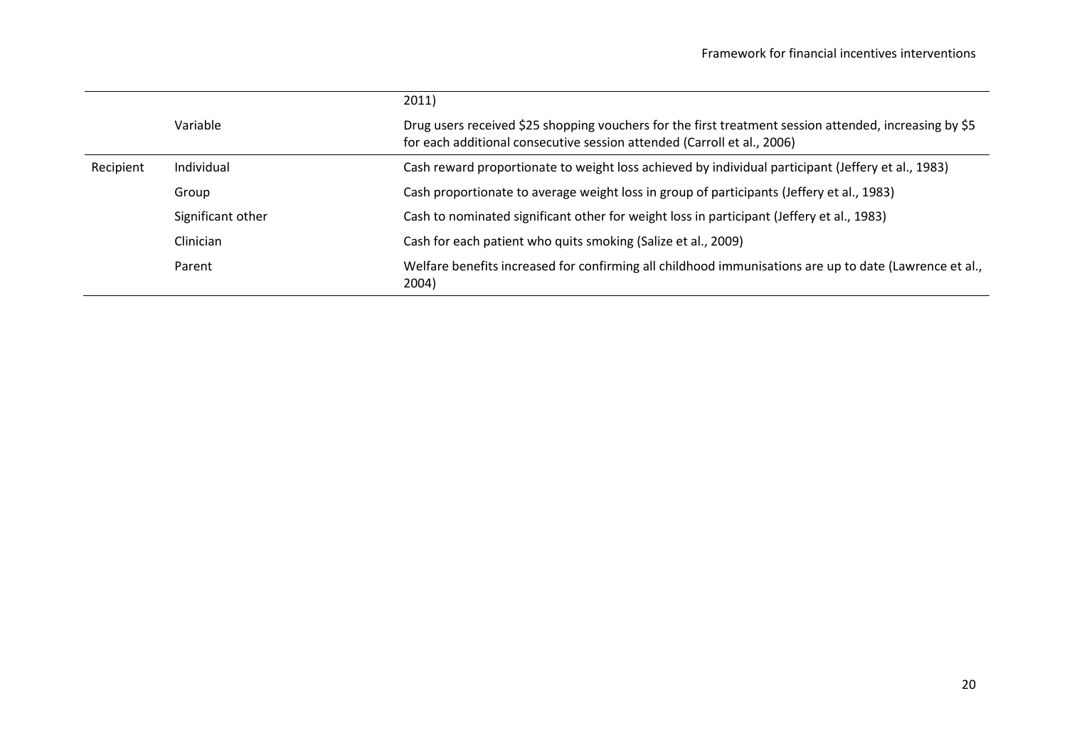| | | |
|---|---|---|
| | | 2011) |
| | Variable | Drug users received $25 shopping vouchers for the first treatment session attended, increasing by $5 for each additional consecutive session attended (Carroll et al., 2006) |
| Recipient | Individual | Cash reward proportionate to weight loss achieved by individual participant (Jeffery et al., 1983) |
| | Group | Cash proportionate to average weight loss in group of participants (Jeffery et al., 1983) |
| | Significant other | Cash to nominated significant other for weight loss in participant (Jeffery et al., 1983) |
| | Clinician | Cash for each patient who quits smoking (Salize et al., 2009) |
| | Parent | Welfare benefits increased for confirming all childhood immunisations are up to date (Lawrence et al., 2004) |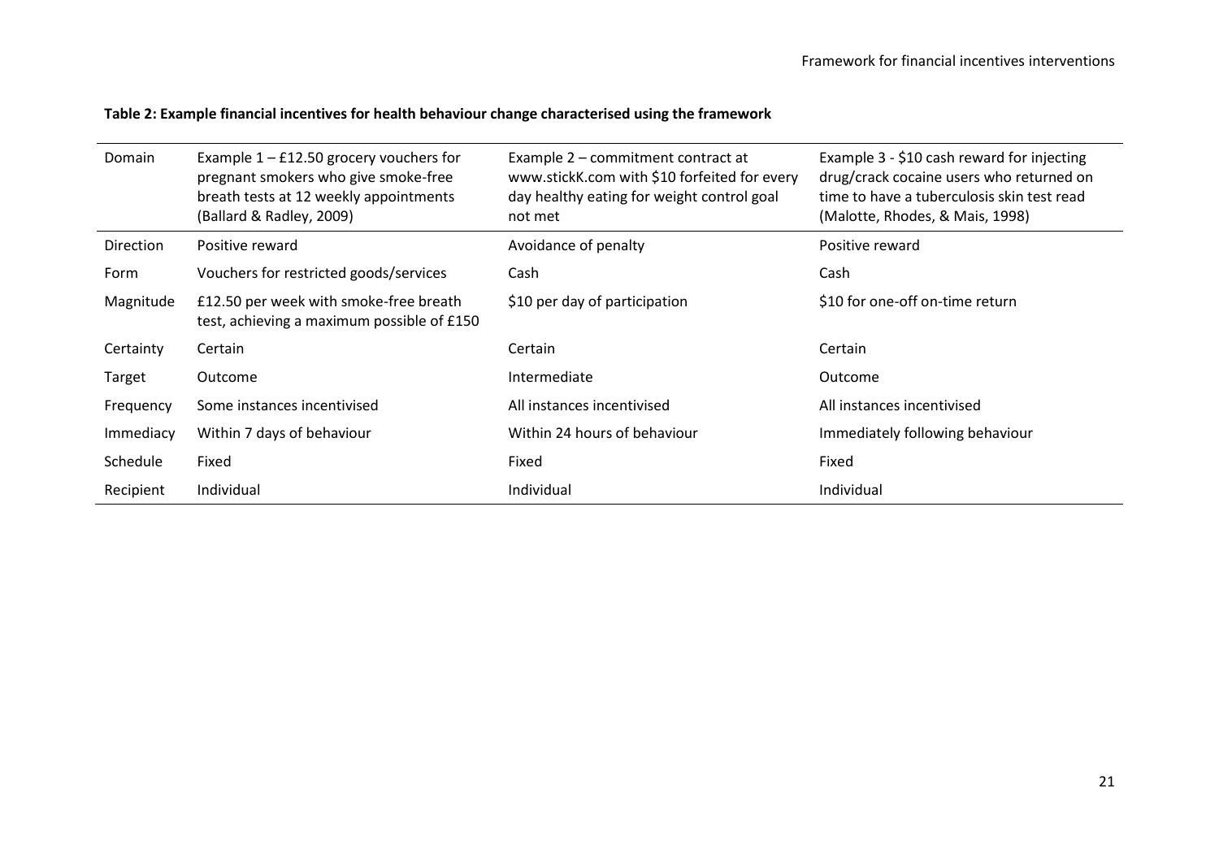**Table 2: Example financial incentives for health behaviour change characterised using the framework**

| Domain | Example 1 – £12.50 grocery vouchers for pregnant smokers who give smoke-free breath tests at 12 weekly appointments (Ballard & Radley, 2009) | Example 2 – commitment contract at www.stickK.com with $10 forfeited for every day healthy eating for weight control goal not met | Example 3 - $10 cash reward for injecting drug/crack cocaine users who returned on time to have a tuberculosis skin test read (Malotte, Rhodes, & Mais, 1998) |
|---|---|---|---|
| Direction | Positive reward | Avoidance of penalty | Positive reward |
| Form | Vouchers for restricted goods/services | Cash | Cash |
| Magnitude | £12.50 per week with smoke-free breath test, achieving a maximum possible of £150 | $10 per day of participation | $10 for one-off on-time return |
| Certainty | Certain | Certain | Certain |
| Target | Outcome | Intermediate | Outcome |
| Frequency | Some instances incentivised | All instances incentivised | All instances incentivised |
| Immediacy | Within 7 days of behaviour | Within 24 hours of behaviour | Immediately following behaviour |
| Schedule | Fixed | Fixed | Fixed |
| Recipient | Individual | Individual | Individual |